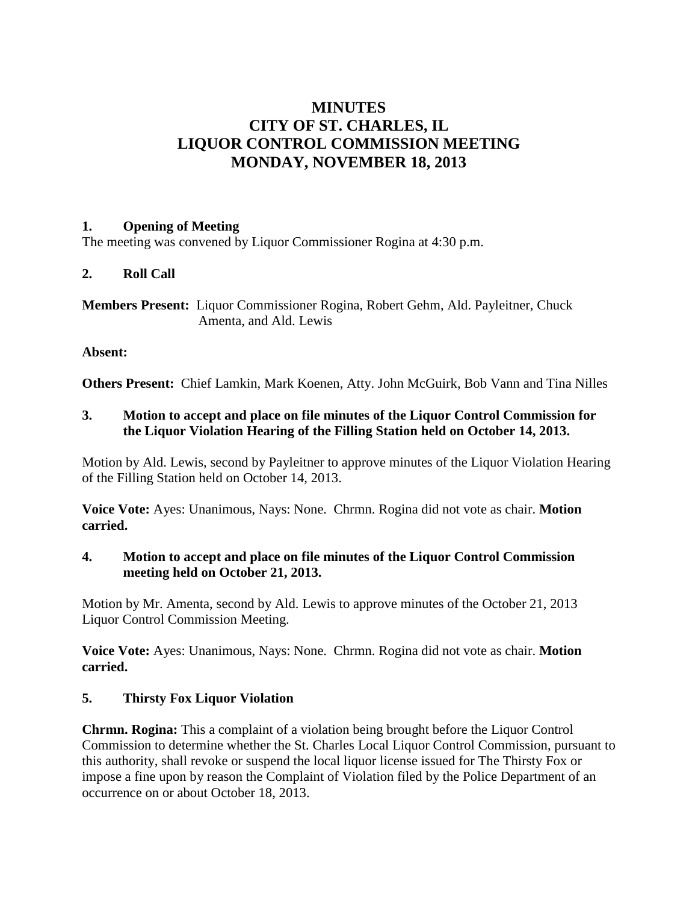# MINUTES
# CITY OF ST. CHARLES, IL
# LIQUOR CONTROL COMMISSION MEETING
# MONDAY, NOVEMBER 18, 2013

**1. Opening of Meeting**

The meeting was convened by Liquor Commissioner Rogina at 4:30 p.m.

**2. Roll Call**

**Members Present:** Liquor Commissioner Rogina, Robert Gehm, Ald. Payleitner, Chuck Amenta, and Ald. Lewis

**Absent:**

**Others Present:** Chief Lamkin, Mark Koenen, Atty. John McGuirk, Bob Vann and Tina Nilles

**3. Motion to accept and place on file minutes of the Liquor Control Commission for the Liquor Violation Hearing of the Filling Station held on October 14, 2013.**

Motion by Ald. Lewis, second by Payleitner to approve minutes of the Liquor Violation Hearing of the Filling Station held on October 14, 2013.

**Voice Vote:** Ayes: Unanimous, Nays: None. Chrmn. Rogina did not vote as chair. **Motion carried.**

**4. Motion to accept and place on file minutes of the Liquor Control Commission meeting held on October 21, 2013.**

Motion by Mr. Amenta, second by Ald. Lewis to approve minutes of the October 21, 2013 Liquor Control Commission Meeting.

**Voice Vote:** Ayes: Unanimous, Nays: None. Chrmn. Rogina did not vote as chair. **Motion carried.**

**5. Thirsty Fox Liquor Violation**

**Chrmn. Rogina:** This a complaint of a violation being brought before the Liquor Control Commission to determine whether the St. Charles Local Liquor Control Commission, pursuant to this authority, shall revoke or suspend the local liquor license issued for The Thirsty Fox or impose a fine upon by reason the Complaint of Violation filed by the Police Department of an occurrence on or about October 18, 2013.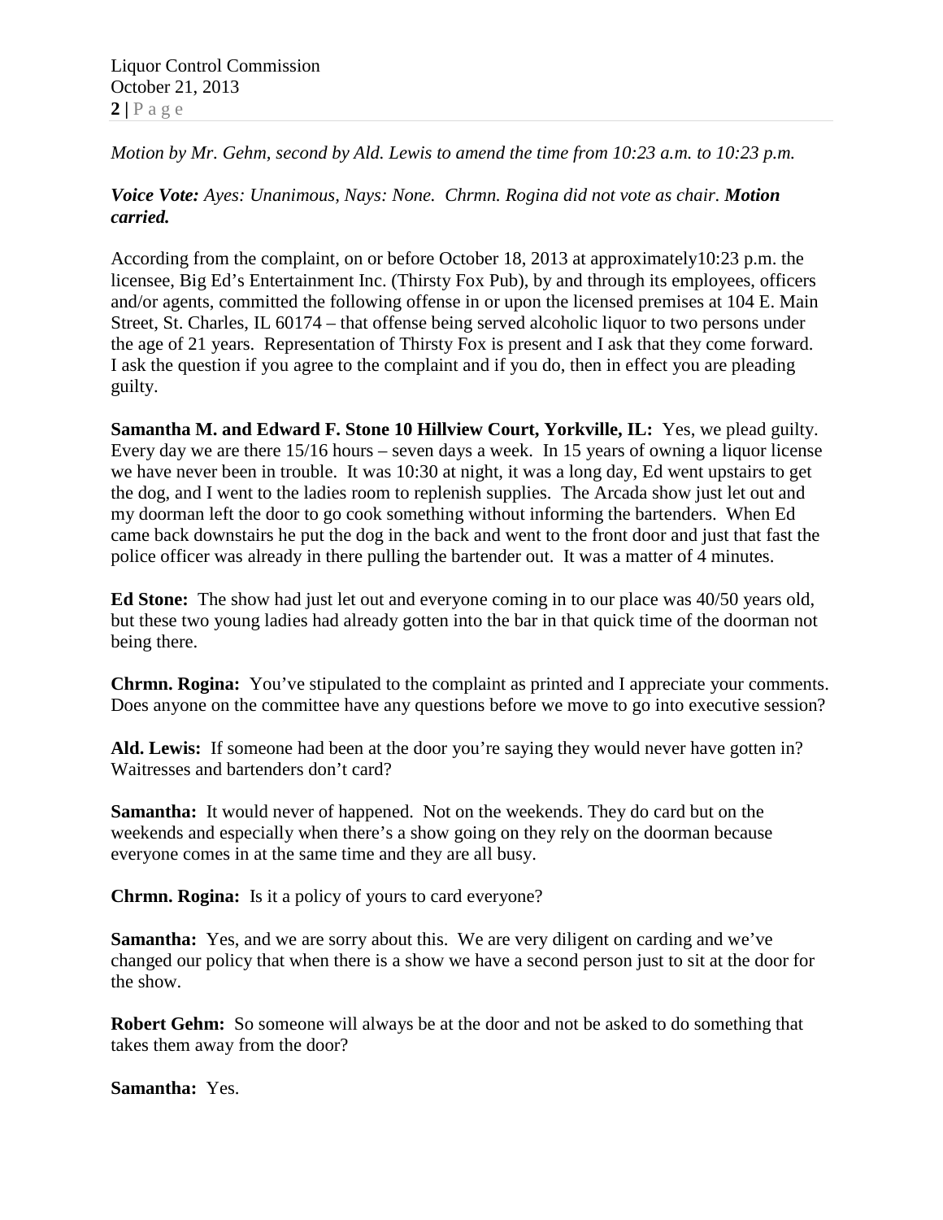*Motion by Mr. Gehm, second by Ald. Lewis to amend the time from 10:23 a.m. to 10:23 p.m.*

***Voice Vote:** Ayes: Unanimous, Nays: None. Chrmn. Rogina did not vote as chair. **Motion carried.***

According from the complaint, on or before October 18, 2013 at approximately10:23 p.m. the licensee, Big Ed's Entertainment Inc. (Thirsty Fox Pub), by and through its employees, officers and/or agents, committed the following offense in or upon the licensed premises at 104 E. Main Street, St. Charles, IL 60174 – that offense being served alcoholic liquor to two persons under the age of 21 years. Representation of Thirsty Fox is present and I ask that they come forward. I ask the question if you agree to the complaint and if you do, then in effect you are pleading guilty.

**Samantha M. and Edward F. Stone 10 Hillview Court, Yorkville, IL:** Yes, we plead guilty. Every day we are there 15/16 hours – seven days a week. In 15 years of owning a liquor license we have never been in trouble. It was 10:30 at night, it was a long day, Ed went upstairs to get the dog, and I went to the ladies room to replenish supplies. The Arcada show just let out and my doorman left the door to go cook something without informing the bartenders. When Ed came back downstairs he put the dog in the back and went to the front door and just that fast the police officer was already in there pulling the bartender out. It was a matter of 4 minutes.

**Ed Stone:** The show had just let out and everyone coming in to our place was 40/50 years old, but these two young ladies had already gotten into the bar in that quick time of the doorman not being there.

**Chrmn. Rogina:** You've stipulated to the complaint as printed and I appreciate your comments. Does anyone on the committee have any questions before we move to go into executive session?

**Ald. Lewis:** If someone had been at the door you're saying they would never have gotten in? Waitresses and bartenders don't card?

**Samantha:** It would never of happened. Not on the weekends. They do card but on the weekends and especially when there's a show going on they rely on the doorman because everyone comes in at the same time and they are all busy.

**Chrmn. Rogina:** Is it a policy of yours to card everyone?

**Samantha:** Yes, and we are sorry about this. We are very diligent on carding and we've changed our policy that when there is a show we have a second person just to sit at the door for the show.

**Robert Gehm:** So someone will always be at the door and not be asked to do something that takes them away from the door?

**Samantha:** Yes.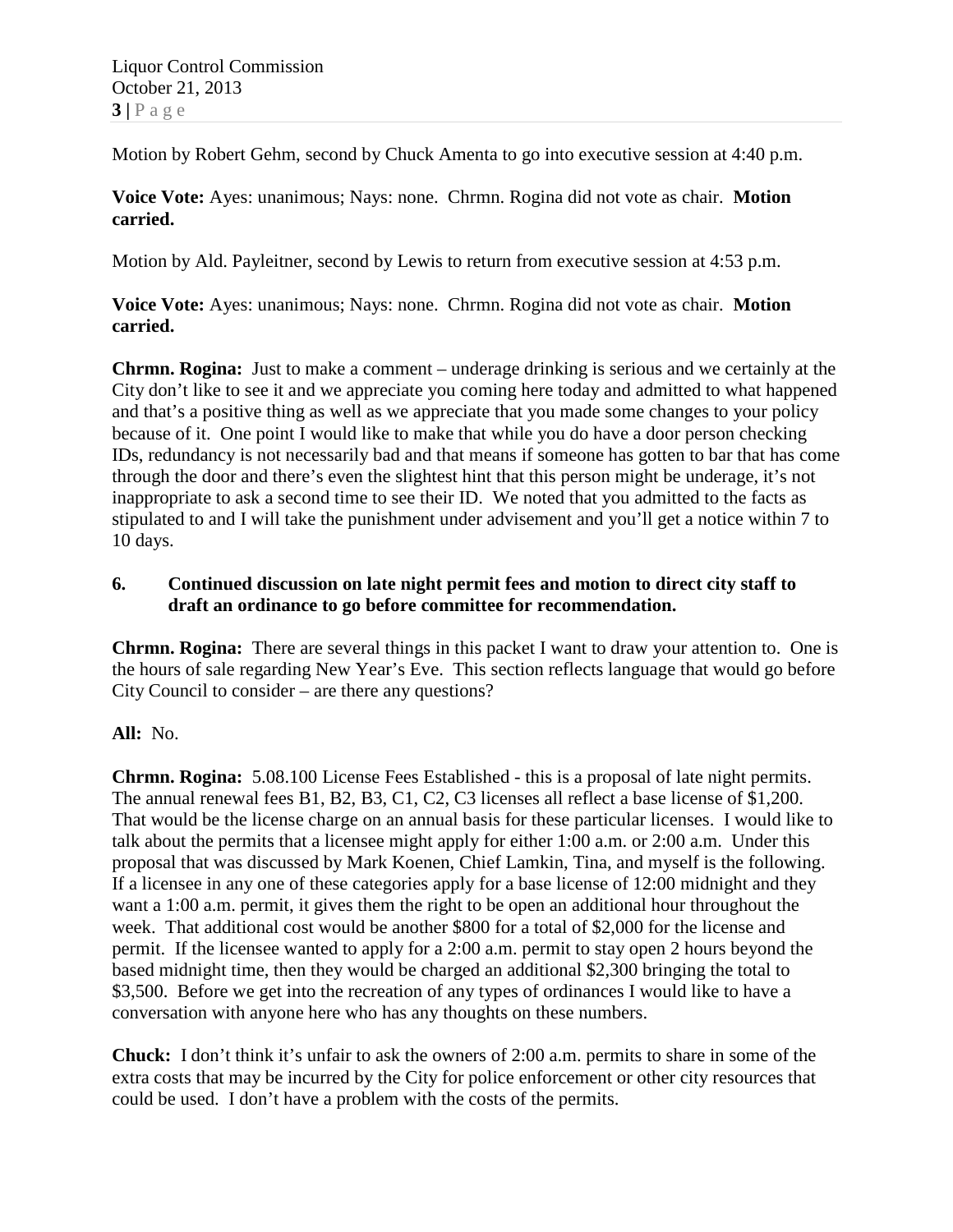Motion by Robert Gehm, second by Chuck Amenta to go into executive session at 4:40 p.m.

**Voice Vote:** Ayes: unanimous; Nays: none. Chrmn. Rogina did not vote as chair. **Motion carried.**

Motion by Ald. Payleitner, second by Lewis to return from executive session at 4:53 p.m.

**Voice Vote:** Ayes: unanimous; Nays: none. Chrmn. Rogina did not vote as chair. **Motion carried.**

**Chrmn. Rogina:** Just to make a comment – underage drinking is serious and we certainly at the City don't like to see it and we appreciate you coming here today and admitted to what happened and that's a positive thing as well as we appreciate that you made some changes to your policy because of it. One point I would like to make that while you do have a door person checking IDs, redundancy is not necessarily bad and that means if someone has gotten to bar that has come through the door and there's even the slightest hint that this person might be underage, it's not inappropriate to ask a second time to see their ID. We noted that you admitted to the facts as stipulated to and I will take the punishment under advisement and you'll get a notice within 7 to 10 days.

**6. Continued discussion on late night permit fees and motion to direct city staff to draft an ordinance to go before committee for recommendation.**

**Chrmn. Rogina:** There are several things in this packet I want to draw your attention to. One is the hours of sale regarding New Year's Eve. This section reflects language that would go before City Council to consider – are there any questions?

**All:** No.

**Chrmn. Rogina:** 5.08.100 License Fees Established - this is a proposal of late night permits. The annual renewal fees B1, B2, B3, C1, C2, C3 licenses all reflect a base license of $1,200. That would be the license charge on an annual basis for these particular licenses. I would like to talk about the permits that a licensee might apply for either 1:00 a.m. or 2:00 a.m. Under this proposal that was discussed by Mark Koenen, Chief Lamkin, Tina, and myself is the following. If a licensee in any one of these categories apply for a base license of 12:00 midnight and they want a 1:00 a.m. permit, it gives them the right to be open an additional hour throughout the week. That additional cost would be another $800 for a total of $2,000 for the license and permit. If the licensee wanted to apply for a 2:00 a.m. permit to stay open 2 hours beyond the based midnight time, then they would be charged an additional $2,300 bringing the total to $3,500. Before we get into the recreation of any types of ordinances I would like to have a conversation with anyone here who has any thoughts on these numbers.

**Chuck:** I don't think it's unfair to ask the owners of 2:00 a.m. permits to share in some of the extra costs that may be incurred by the City for police enforcement or other city resources that could be used. I don't have a problem with the costs of the permits.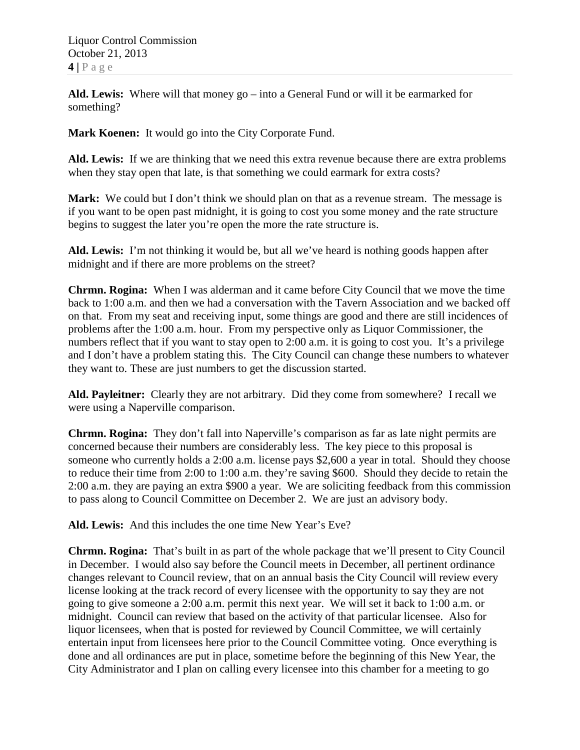**Ald. Lewis:** Where will that money go – into a General Fund or will it be earmarked for something?

**Mark Koenen:** It would go into the City Corporate Fund.

**Ald. Lewis:** If we are thinking that we need this extra revenue because there are extra problems when they stay open that late, is that something we could earmark for extra costs?

**Mark:** We could but I don't think we should plan on that as a revenue stream. The message is if you want to be open past midnight, it is going to cost you some money and the rate structure begins to suggest the later you're open the more the rate structure is.

**Ald. Lewis:** I'm not thinking it would be, but all we've heard is nothing goods happen after midnight and if there are more problems on the street?

**Chrmn. Rogina:** When I was alderman and it came before City Council that we move the time back to 1:00 a.m. and then we had a conversation with the Tavern Association and we backed off on that. From my seat and receiving input, some things are good and there are still incidences of problems after the 1:00 a.m. hour. From my perspective only as Liquor Commissioner, the numbers reflect that if you want to stay open to 2:00 a.m. it is going to cost you. It's a privilege and I don't have a problem stating this. The City Council can change these numbers to whatever they want to. These are just numbers to get the discussion started.

**Ald. Payleitner:** Clearly they are not arbitrary. Did they come from somewhere? I recall we were using a Naperville comparison.

**Chrmn. Rogina:** They don't fall into Naperville's comparison as far as late night permits are concerned because their numbers are considerably less. The key piece to this proposal is someone who currently holds a 2:00 a.m. license pays $2,600 a year in total. Should they choose to reduce their time from 2:00 to 1:00 a.m. they're saving $600. Should they decide to retain the 2:00 a.m. they are paying an extra $900 a year. We are soliciting feedback from this commission to pass along to Council Committee on December 2. We are just an advisory body.

**Ald. Lewis:** And this includes the one time New Year's Eve?

**Chrmn. Rogina:** That's built in as part of the whole package that we'll present to City Council in December. I would also say before the Council meets in December, all pertinent ordinance changes relevant to Council review, that on an annual basis the City Council will review every license looking at the track record of every licensee with the opportunity to say they are not going to give someone a 2:00 a.m. permit this next year. We will set it back to 1:00 a.m. or midnight. Council can review that based on the activity of that particular licensee. Also for liquor licensees, when that is posted for reviewed by Council Committee, we will certainly entertain input from licensees here prior to the Council Committee voting. Once everything is done and all ordinances are put in place, sometime before the beginning of this New Year, the City Administrator and I plan on calling every licensee into this chamber for a meeting to go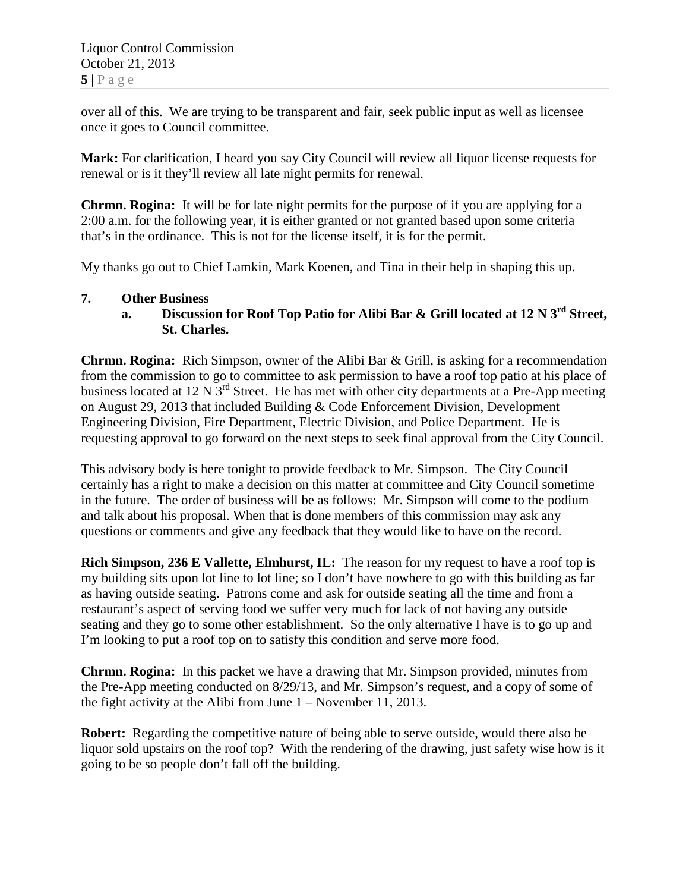over all of this. We are trying to be transparent and fair, seek public input as well as licensee once it goes to Council committee.

**Mark:** For clarification, I heard you say City Council will review all liquor license requests for renewal or is it they'll review all late night permits for renewal.

**Chrmn. Rogina:** It will be for late night permits for the purpose of if you are applying for a 2:00 a.m. for the following year, it is either granted or not granted based upon some criteria that's in the ordinance. This is not for the license itself, it is for the permit.

My thanks go out to Chief Lamkin, Mark Koenen, and Tina in their help in shaping this up.

**7. Other Business**

**a. Discussion for Roof Top Patio for Alibi Bar & Grill located at 12 N 3rd Street, St. Charles.**

**Chrmn. Rogina:** Rich Simpson, owner of the Alibi Bar & Grill, is asking for a recommendation from the commission to go to committee to ask permission to have a roof top patio at his place of business located at 12 N 3rd Street. He has met with other city departments at a Pre-App meeting on August 29, 2013 that included Building & Code Enforcement Division, Development Engineering Division, Fire Department, Electric Division, and Police Department. He is requesting approval to go forward on the next steps to seek final approval from the City Council.

This advisory body is here tonight to provide feedback to Mr. Simpson. The City Council certainly has a right to make a decision on this matter at committee and City Council sometime in the future. The order of business will be as follows: Mr. Simpson will come to the podium and talk about his proposal. When that is done members of this commission may ask any questions or comments and give any feedback that they would like to have on the record.

**Rich Simpson, 236 E Vallette, Elmhurst, IL:** The reason for my request to have a roof top is my building sits upon lot line to lot line; so I don't have nowhere to go with this building as far as having outside seating. Patrons come and ask for outside seating all the time and from a restaurant's aspect of serving food we suffer very much for lack of not having any outside seating and they go to some other establishment. So the only alternative I have is to go up and I'm looking to put a roof top on to satisfy this condition and serve more food.

**Chrmn. Rogina:** In this packet we have a drawing that Mr. Simpson provided, minutes from the Pre-App meeting conducted on 8/29/13, and Mr. Simpson's request, and a copy of some of the fight activity at the Alibi from June 1 – November 11, 2013.

**Robert:** Regarding the competitive nature of being able to serve outside, would there also be liquor sold upstairs on the roof top? With the rendering of the drawing, just safety wise how is it going to be so people don't fall off the building.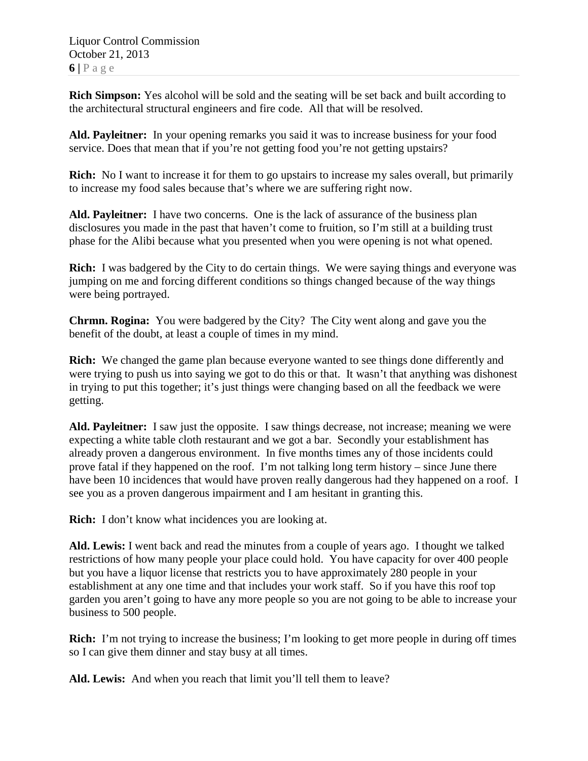**Rich Simpson:** Yes alcohol will be sold and the seating will be set back and built according to the architectural structural engineers and fire code. All that will be resolved.

**Ald. Payleitner:** In your opening remarks you said it was to increase business for your food service. Does that mean that if you're not getting food you're not getting upstairs?

**Rich:** No I want to increase it for them to go upstairs to increase my sales overall, but primarily to increase my food sales because that's where we are suffering right now.

**Ald. Payleitner:** I have two concerns. One is the lack of assurance of the business plan disclosures you made in the past that haven't come to fruition, so I'm still at a building trust phase for the Alibi because what you presented when you were opening is not what opened.

**Rich:** I was badgered by the City to do certain things. We were saying things and everyone was jumping on me and forcing different conditions so things changed because of the way things were being portrayed.

**Chrmn. Rogina:** You were badgered by the City? The City went along and gave you the benefit of the doubt, at least a couple of times in my mind.

**Rich:** We changed the game plan because everyone wanted to see things done differently and were trying to push us into saying we got to do this or that. It wasn't that anything was dishonest in trying to put this together; it's just things were changing based on all the feedback we were getting.

**Ald. Payleitner:** I saw just the opposite. I saw things decrease, not increase; meaning we were expecting a white table cloth restaurant and we got a bar. Secondly your establishment has already proven a dangerous environment. In five months times any of those incidents could prove fatal if they happened on the roof. I'm not talking long term history – since June there have been 10 incidences that would have proven really dangerous had they happened on a roof. I see you as a proven dangerous impairment and I am hesitant in granting this.

**Rich:** I don't know what incidences you are looking at.

**Ald. Lewis:** I went back and read the minutes from a couple of years ago. I thought we talked restrictions of how many people your place could hold. You have capacity for over 400 people but you have a liquor license that restricts you to have approximately 280 people in your establishment at any one time and that includes your work staff. So if you have this roof top garden you aren't going to have any more people so you are not going to be able to increase your business to 500 people.

**Rich:** I'm not trying to increase the business; I'm looking to get more people in during off times so I can give them dinner and stay busy at all times.

**Ald. Lewis:** And when you reach that limit you'll tell them to leave?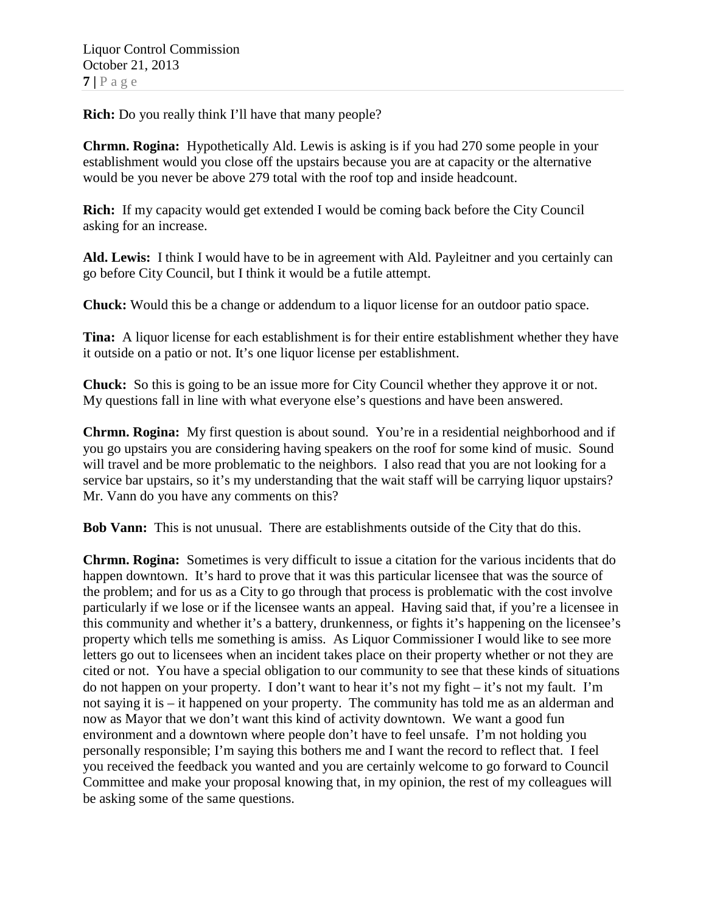**Rich:** Do you really think I'll have that many people?

**Chrmn. Rogina:** Hypothetically Ald. Lewis is asking is if you had 270 some people in your establishment would you close off the upstairs because you are at capacity or the alternative would be you never be above 279 total with the roof top and inside headcount.

**Rich:** If my capacity would get extended I would be coming back before the City Council asking for an increase.

**Ald. Lewis:** I think I would have to be in agreement with Ald. Payleitner and you certainly can go before City Council, but I think it would be a futile attempt.

**Chuck:** Would this be a change or addendum to a liquor license for an outdoor patio space.

**Tina:** A liquor license for each establishment is for their entire establishment whether they have it outside on a patio or not. It's one liquor license per establishment.

**Chuck:** So this is going to be an issue more for City Council whether they approve it or not. My questions fall in line with what everyone else's questions and have been answered.

**Chrmn. Rogina:** My first question is about sound. You're in a residential neighborhood and if you go upstairs you are considering having speakers on the roof for some kind of music. Sound will travel and be more problematic to the neighbors. I also read that you are not looking for a service bar upstairs, so it's my understanding that the wait staff will be carrying liquor upstairs? Mr. Vann do you have any comments on this?

**Bob Vann:** This is not unusual. There are establishments outside of the City that do this.

**Chrmn. Rogina:** Sometimes is very difficult to issue a citation for the various incidents that do happen downtown. It's hard to prove that it was this particular licensee that was the source of the problem; and for us as a City to go through that process is problematic with the cost involve particularly if we lose or if the licensee wants an appeal. Having said that, if you're a licensee in this community and whether it's a battery, drunkenness, or fights it's happening on the licensee's property which tells me something is amiss. As Liquor Commissioner I would like to see more letters go out to licensees when an incident takes place on their property whether or not they are cited or not. You have a special obligation to our community to see that these kinds of situations do not happen on your property. I don't want to hear it's not my fight – it's not my fault. I'm not saying it is – it happened on your property. The community has told me as an alderman and now as Mayor that we don't want this kind of activity downtown. We want a good fun environment and a downtown where people don't have to feel unsafe. I'm not holding you personally responsible; I'm saying this bothers me and I want the record to reflect that. I feel you received the feedback you wanted and you are certainly welcome to go forward to Council Committee and make your proposal knowing that, in my opinion, the rest of my colleagues will be asking some of the same questions.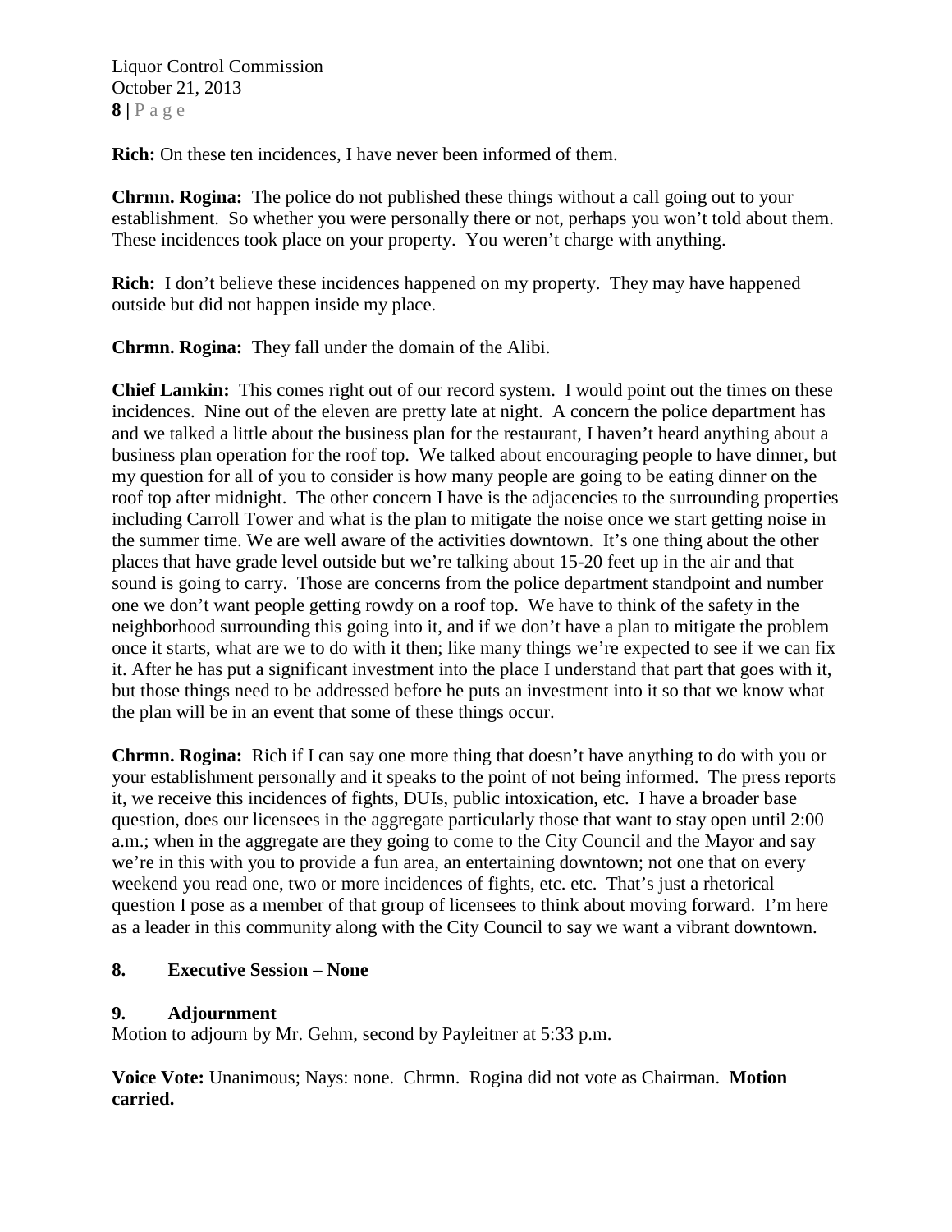**Rich:** On these ten incidences, I have never been informed of them.

**Chrmn. Rogina:** The police do not published these things without a call going out to your establishment. So whether you were personally there or not, perhaps you won't told about them. These incidences took place on your property. You weren't charge with anything.

**Rich:** I don't believe these incidences happened on my property. They may have happened outside but did not happen inside my place.

**Chrmn. Rogina:** They fall under the domain of the Alibi.

**Chief Lamkin:** This comes right out of our record system. I would point out the times on these incidences. Nine out of the eleven are pretty late at night. A concern the police department has and we talked a little about the business plan for the restaurant, I haven't heard anything about a business plan operation for the roof top. We talked about encouraging people to have dinner, but my question for all of you to consider is how many people are going to be eating dinner on the roof top after midnight. The other concern I have is the adjacencies to the surrounding properties including Carroll Tower and what is the plan to mitigate the noise once we start getting noise in the summer time. We are well aware of the activities downtown. It's one thing about the other places that have grade level outside but we're talking about 15-20 feet up in the air and that sound is going to carry. Those are concerns from the police department standpoint and number one we don't want people getting rowdy on a roof top. We have to think of the safety in the neighborhood surrounding this going into it, and if we don't have a plan to mitigate the problem once it starts, what are we to do with it then; like many things we're expected to see if we can fix it. After he has put a significant investment into the place I understand that part that goes with it, but those things need to be addressed before he puts an investment into it so that we know what the plan will be in an event that some of these things occur.

**Chrmn. Rogina:** Rich if I can say one more thing that doesn't have anything to do with you or your establishment personally and it speaks to the point of not being informed. The press reports it, we receive this incidences of fights, DUIs, public intoxication, etc. I have a broader base question, does our licensees in the aggregate particularly those that want to stay open until 2:00 a.m.; when in the aggregate are they going to come to the City Council and the Mayor and say we're in this with you to provide a fun area, an entertaining downtown; not one that on every weekend you read one, two or more incidences of fights, etc. etc. That's just a rhetorical question I pose as a member of that group of licensees to think about moving forward. I'm here as a leader in this community along with the City Council to say we want a vibrant downtown.

**8. Executive Session – None**

**9. Adjournment**

Motion to adjourn by Mr. Gehm, second by Payleitner at 5:33 p.m.

**Voice Vote:** Unanimous; Nays: none. Chrmn. Rogina did not vote as Chairman. **Motion carried.**